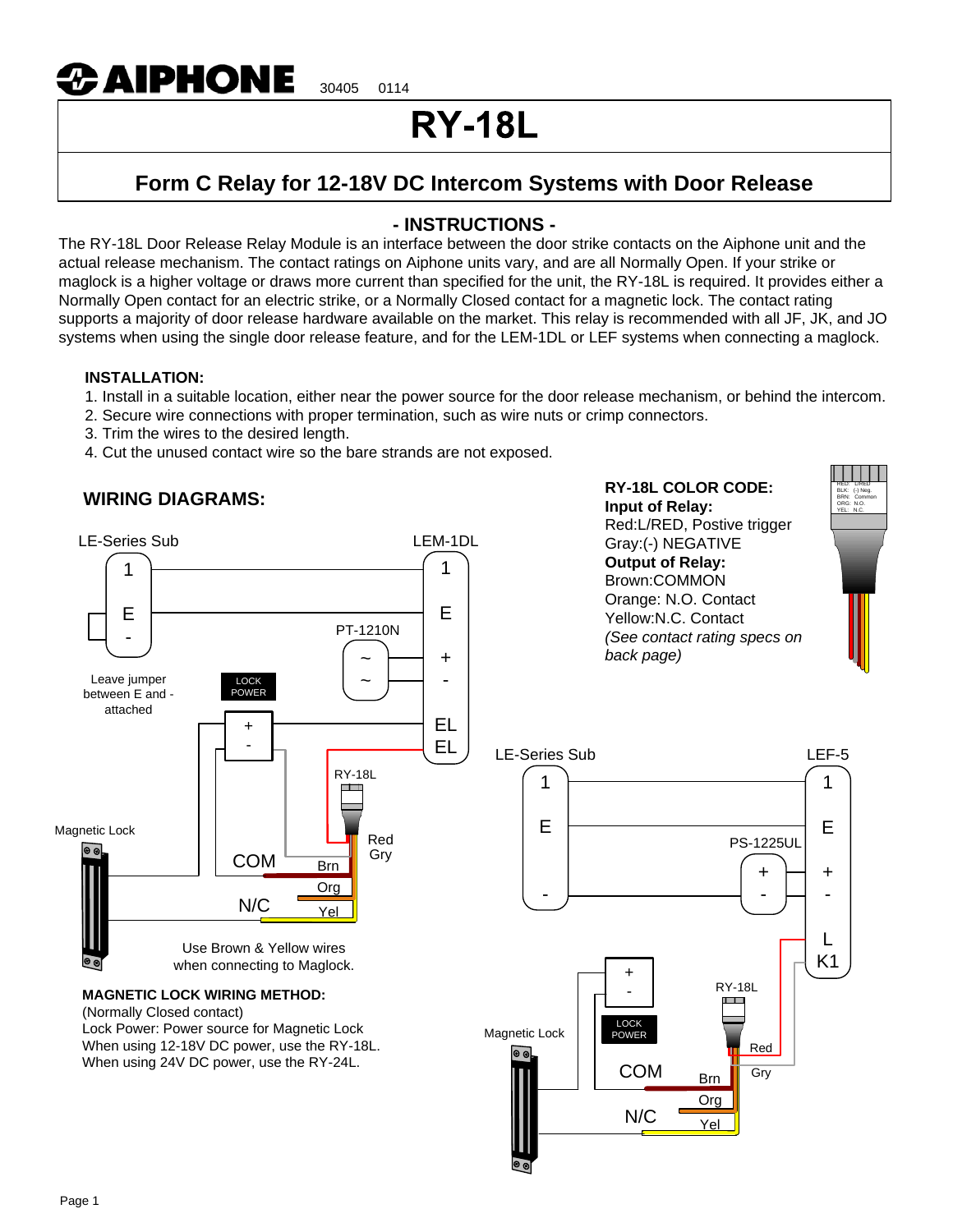AIPHONE 30405 0114

# RY-18L

## Form C Relay for 12-18V DC Intercom Systems with Door Release

### - INSTRUCTIONS -

The RY-18L Door Release Relay Module is an interface between the door strike contacts on the Aiphone unit and the actual release mechanism. The contact ratings on Aiphone units vary, and are all Normally Open. If your strike or maglock is a higher voltage or draws more current than specified for the unit, the RY-18L is required. It provides either a Normally Open contact for an electric strike, or a Normally Closed contact for a magnetic lock. The contact rating supports a majority of door release hardware available on the market. This relay is recommended with all JF, JK, and JO systems when using the single door release feature, and for the LEM-1DL or LEF systems when connecting a maglock.

**INSTALLATION:**

1. Install in a suitable location, either near the power source for the door release mechanism, or behind the intercom.
2. Secure wire connections with proper termination, such as wire nuts or crimp connectors.
3. Trim the wires to the desired length.
4. Cut the unused contact wire so the bare strands are not exposed.

### WIRING DIAGRAMS:

**RY-18L COLOR CODE:**

**Input of Relay:**
Red:L/RED, Postive trigger
Gray:(-) NEGATIVE

**Output of Relay:**
Brown:COMMON
Orange: N.O. Contact
Yellow:N.C. Contact
*(See contact rating specs on back page)*

Use Brown & Yellow wires when connecting to Maglock.

**MAGNETIC LOCK WIRING METHOD:**
(Normally Closed contact)
Lock Power: Power source for Magnetic Lock
When using 12-18V DC power, use the RY-18L.
When using 24V DC power, use the RY-24L.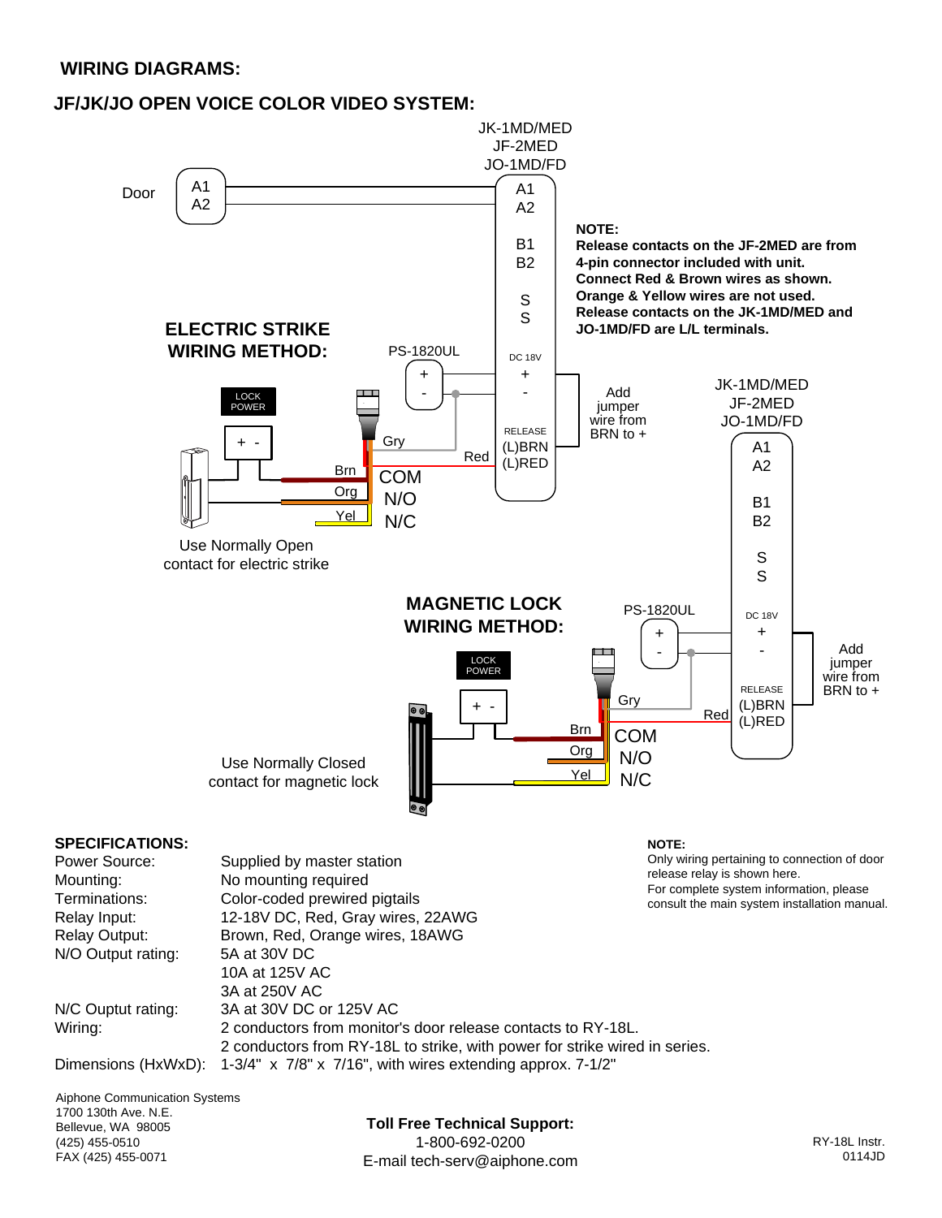## WIRING DIAGRAMS:

### JF/JK/JO OPEN VOICE COLOR VIDEO SYSTEM:

Door

A1
A2

JK-1MD/MED
JF-2MED
JO-1MD/FD

A1
A2

B1
B2

S
S

DC 18V
+
-

RELEASE
(L)BRN
(L)RED

**NOTE:**
**Release contacts on the JF-2MED are from 4-pin connector included with unit. Connect Red & Brown wires as shown. Orange & Yellow wires are not used. Release contacts on the JK-1MD/MED and JO-1MD/FD are L/L terminals.**

**ELECTRIC STRIKE WIRING METHOD:**

PS-1820UL
+
-

Add jumper wire from BRN to +

LOCK POWER
+ -

Gry
Red
Brn
Org
Yel

COM
N/O
N/C

Use Normally Open contact for electric strike

JK-1MD/MED
JF-2MED
JO-1MD/FD

A1
A2

B1
B2

S
S

DC 18V
+
-

RELEASE
(L)BRN
(L)RED

**MAGNETIC LOCK WIRING METHOD:**

PS-1820UL
+
-

Add jumper wire from BRN to +

LOCK POWER
+ -

Gry
Red
Brn
Org
Yel

COM
N/O
N/C

Use Normally Closed contact for magnetic lock

**SPECIFICATIONS:**

| | |
|---|---|
| Power Source: | Supplied by master station |
| Mounting: | No mounting required |
| Terminations: | Color-coded prewired pigtails |
| Relay Input: | 12-18V DC, Red, Gray wires, 22AWG |
| Relay Output: | Brown, Red, Orange wires, 18AWG |
| N/O Output rating: | 5A at 30V DC<br>10A at 125V AC<br>3A at 250V AC |
| N/C Ouptut rating: | 3A at 30V DC or 125V AC |
| Wiring: | 2 conductors from monitor's door release contacts to RY-18L.<br>2 conductors from RY-18L to strike, with power for strike wired in series. |
| Dimensions (HxWxD): | 1-3/4" x 7/8" x 7/16", with wires extending approx. 7-1/2" |

**NOTE:**
Only wiring pertaining to connection of door release relay is shown here.
For complete system information, please consult the main system installation manual.

Aiphone Communication Systems
1700 130th Ave. N.E.
Bellevue, WA 98005
(425) 455-0510
FAX (425) 455-0071

**Toll Free Technical Support:**
1-800-692-0200
E-mail tech-serv@aiphone.com

RY-18L Instr.
0114JD